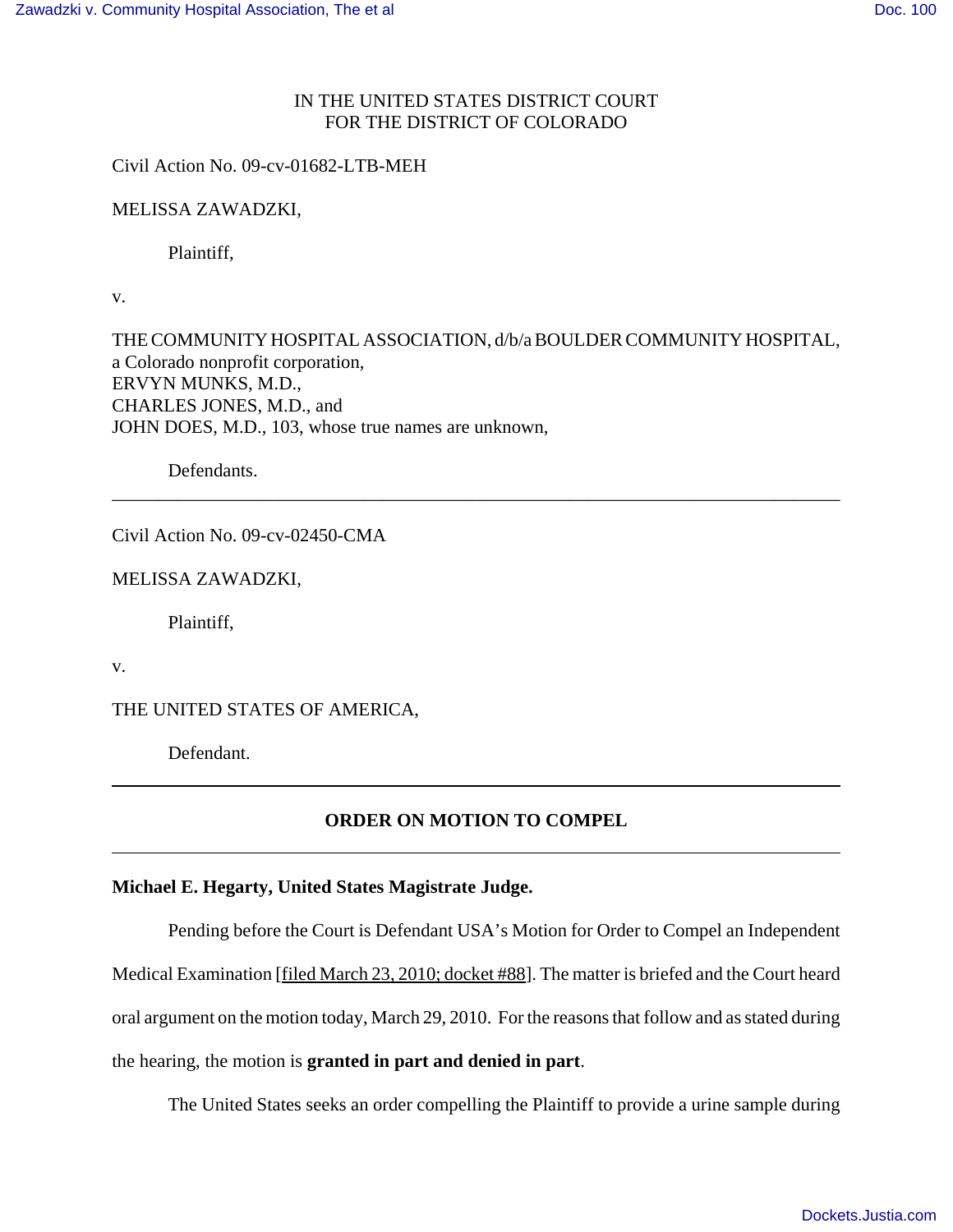IN THE UNITED STATES DISTRICT COURT
FOR THE DISTRICT OF COLORADO

Civil Action No. 09-cv-01682-LTB-MEH

MELISSA ZAWADZKI,

Plaintiff,

v.

THE COMMUNITY HOSPITAL ASSOCIATION, d/b/a BOULDER COMMUNITY HOSPITAL, a Colorado nonprofit corporation,
ERVYN MUNKS, M.D.,
CHARLES JONES, M.D., and
JOHN DOES, M.D., 103, whose true names are unknown,

Defendants.

---

Civil Action No. 09-cv-02450-CMA

MELISSA ZAWADZKI,

Plaintiff,

v.

THE UNITED STATES OF AMERICA,

Defendant.

---

## ORDER ON MOTION TO COMPEL

---

**Michael E. Hegarty, United States Magistrate Judge.**

Pending before the Court is Defendant USA's Motion for Order to Compel an Independent Medical Examination [filed March 23, 2010; docket #88]. The matter is briefed and the Court heard oral argument on the motion today, March 29, 2010. For the reasons that follow and as stated during the hearing, the motion is **granted in part and denied in part**.

The United States seeks an order compelling the Plaintiff to provide a urine sample during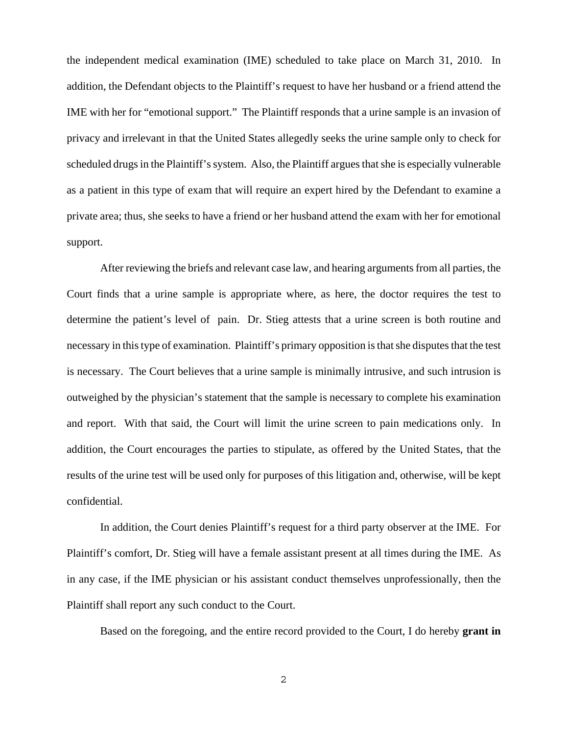the independent medical examination (IME) scheduled to take place on March 31, 2010. In addition, the Defendant objects to the Plaintiff's request to have her husband or a friend attend the IME with her for "emotional support." The Plaintiff responds that a urine sample is an invasion of privacy and irrelevant in that the United States allegedly seeks the urine sample only to check for scheduled drugs in the Plaintiff's system. Also, the Plaintiff argues that she is especially vulnerable as a patient in this type of exam that will require an expert hired by the Defendant to examine a private area; thus, she seeks to have a friend or her husband attend the exam with her for emotional support.

After reviewing the briefs and relevant case law, and hearing arguments from all parties, the Court finds that a urine sample is appropriate where, as here, the doctor requires the test to determine the patient's level of pain. Dr. Stieg attests that a urine screen is both routine and necessary in this type of examination. Plaintiff's primary opposition is that she disputes that the test is necessary. The Court believes that a urine sample is minimally intrusive, and such intrusion is outweighed by the physician's statement that the sample is necessary to complete his examination and report. With that said, the Court will limit the urine screen to pain medications only. In addition, the Court encourages the parties to stipulate, as offered by the United States, that the results of the urine test will be used only for purposes of this litigation and, otherwise, will be kept confidential.

In addition, the Court denies Plaintiff's request for a third party observer at the IME. For Plaintiff's comfort, Dr. Stieg will have a female assistant present at all times during the IME. As in any case, if the IME physician or his assistant conduct themselves unprofessionally, then the Plaintiff shall report any such conduct to the Court.

Based on the foregoing, and the entire record provided to the Court, I do hereby **grant in**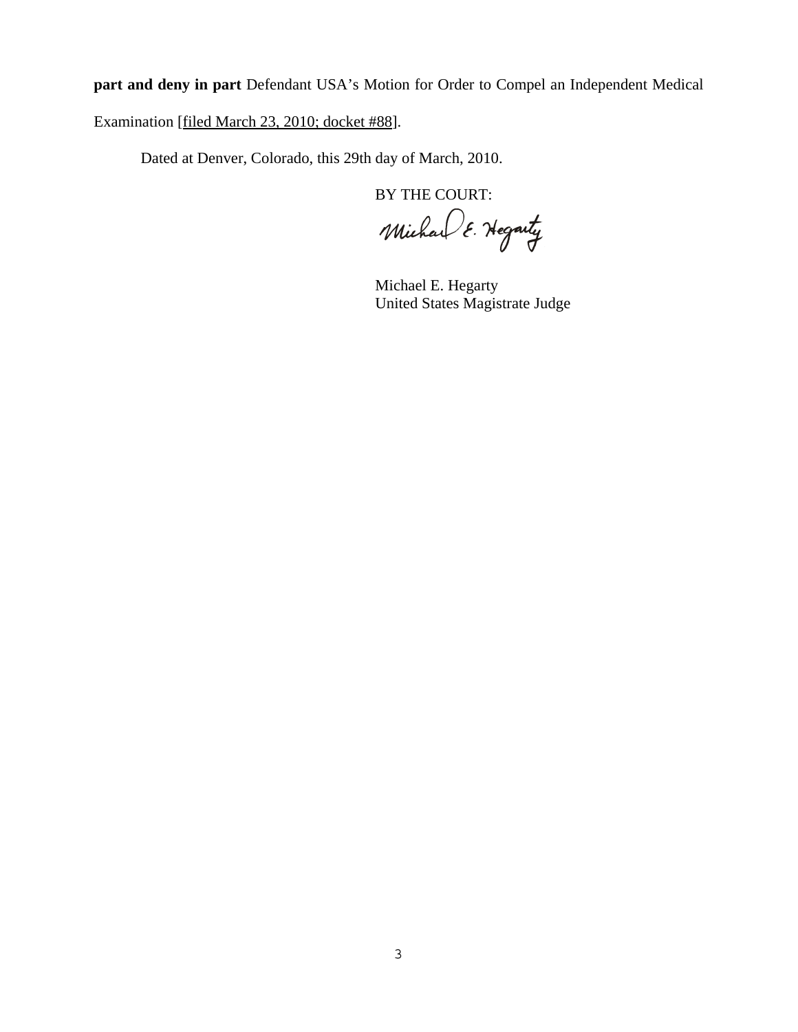**part and deny in part** Defendant USA's Motion for Order to Compel an Independent Medical Examination [filed March 23, 2010; docket #88].

Dated at Denver, Colorado, this 29th day of March, 2010.

BY THE COURT:

Michael E. Hegarty

Michael E. Hegarty
United States Magistrate Judge